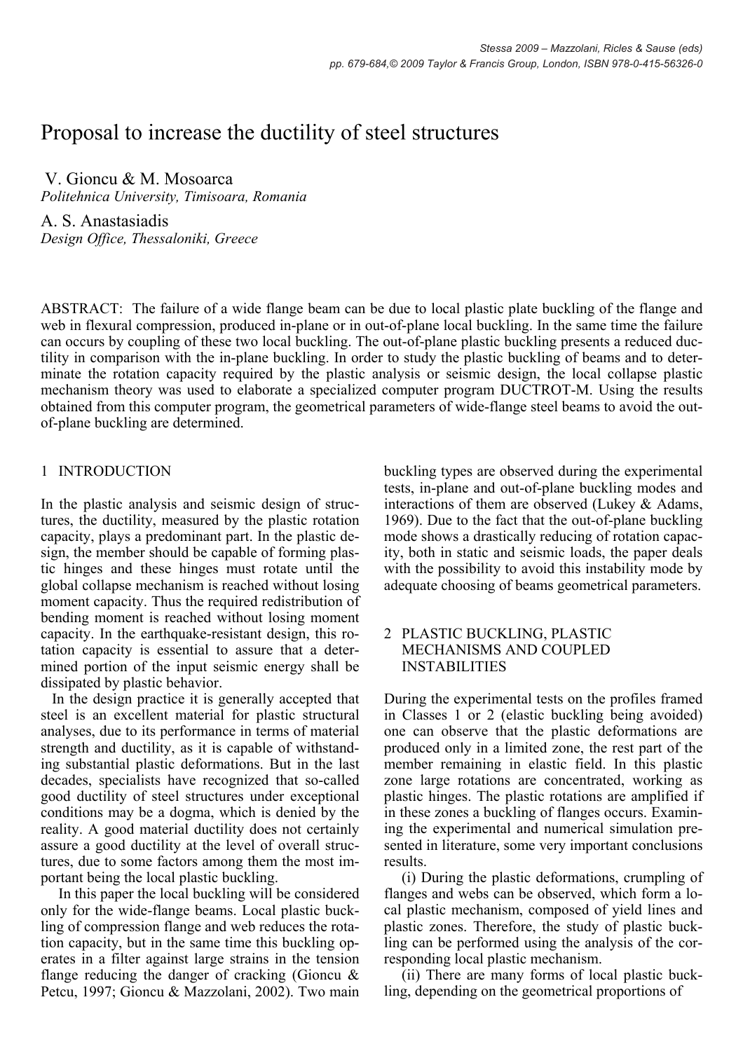# Proposal to increase the ductility of steel structures

V. Gioncu & M. Mosoarca
*Politehnica University, Timisoara, Romania*

A. S. Anastasiadis
*Design Office, Thessaloniki, Greece*

ABSTRACT: The failure of a wide flange beam can be due to local plastic plate buckling of the flange and web in flexural compression, produced in-plane or in out-of-plane local buckling. In the same time the failure can occurs by coupling of these two local buckling. The out-of-plane plastic buckling presents a reduced ductility in comparison with the in-plane buckling. In order to study the plastic buckling of beams and to determinate the rotation capacity required by the plastic analysis or seismic design, the local collapse plastic mechanism theory was used to elaborate a specialized computer program DUCTROT-M. Using the results obtained from this computer program, the geometrical parameters of wide-flange steel beams to avoid the out-of-plane buckling are determined.

## 1 INTRODUCTION

In the plastic analysis and seismic design of structures, the ductility, measured by the plastic rotation capacity, plays a predominant part. In the plastic design, the member should be capable of forming plastic hinges and these hinges must rotate until the global collapse mechanism is reached without losing moment capacity. Thus the required redistribution of bending moment is reached without losing moment capacity. In the earthquake-resistant design, this rotation capacity is essential to assure that a determined portion of the input seismic energy shall be dissipated by plastic behavior.

In the design practice it is generally accepted that steel is an excellent material for plastic structural analyses, due to its performance in terms of material strength and ductility, as it is capable of withstanding substantial plastic deformations. But in the last decades, specialists have recognized that so-called good ductility of steel structures under exceptional conditions may be a dogma, which is denied by the reality. A good material ductility does not certainly assure a good ductility at the level of overall structures, due to some factors among them the most important being the local plastic buckling.

In this paper the local buckling will be considered only for the wide-flange beams. Local plastic buckling of compression flange and web reduces the rotation capacity, but in the same time this buckling operates in a filter against large strains in the tension flange reducing the danger of cracking (Gioncu & Petcu, 1997; Gioncu & Mazzolani, 2002). Two main buckling types are observed during the experimental tests, in-plane and out-of-plane buckling modes and interactions of them are observed (Lukey & Adams, 1969). Due to the fact that the out-of-plane buckling mode shows a drastically reducing of rotation capacity, both in static and seismic loads, the paper deals with the possibility to avoid this instability mode by adequate choosing of beams geometrical parameters.

## 2 PLASTIC BUCKLING, PLASTIC MECHANISMS AND COUPLED INSTABILITIES

During the experimental tests on the profiles framed in Classes 1 or 2 (elastic buckling being avoided) one can observe that the plastic deformations are produced only in a limited zone, the rest part of the member remaining in elastic field. In this plastic zone large rotations are concentrated, working as plastic hinges. The plastic rotations are amplified if in these zones a buckling of flanges occurs. Examining the experimental and numerical simulation presented in literature, some very important conclusions results.

(i) During the plastic deformations, crumpling of flanges and webs can be observed, which form a local plastic mechanism, composed of yield lines and plastic zones. Therefore, the study of plastic buckling can be performed using the analysis of the corresponding local plastic mechanism.

(ii) There are many forms of local plastic buckling, depending on the geometrical proportions of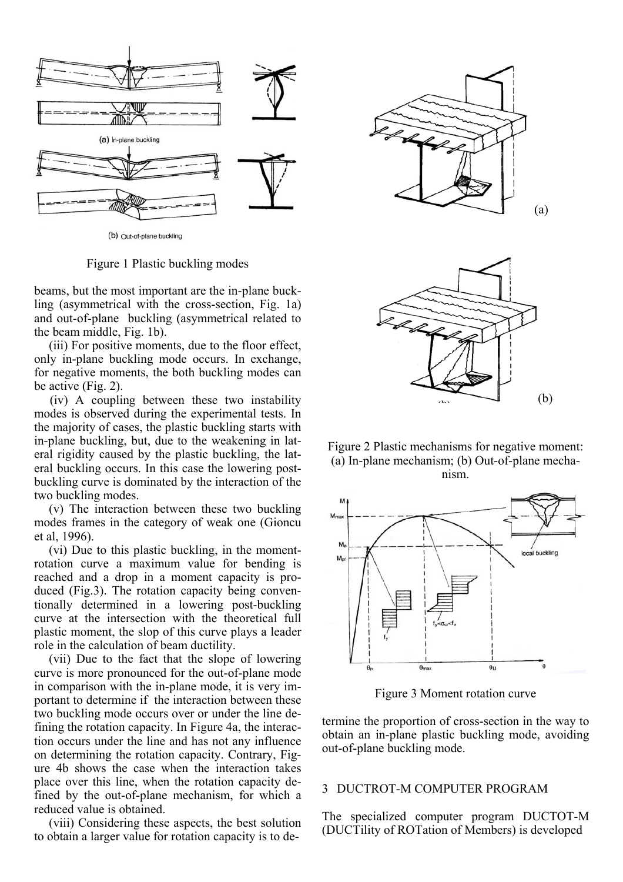Figure 1 Plastic buckling modes

beams, but the most important are the in-plane buckling (asymmetrical with the cross-section, Fig. 1a) and out-of-plane buckling (asymmetrical related to the beam middle, Fig. 1b).

(iii) For positive moments, due to the floor effect, only in-plane buckling mode occurs. In exchange, for negative moments, the both buckling modes can be active (Fig. 2).

(iv) A coupling between these two instability modes is observed during the experimental tests. In the majority of cases, the plastic buckling starts with in-plane buckling, but, due to the weakening in lateral rigidity caused by the plastic buckling, the lateral buckling occurs. In this case the lowering post-buckling curve is dominated by the interaction of the two buckling modes.

(v) The interaction between these two buckling modes frames in the category of weak one (Gioncu et al, 1996).

(vi) Due to this plastic buckling, in the moment-rotation curve a maximum value for bending is reached and a drop in a moment capacity is produced (Fig.3). The rotation capacity being conventionally determined in a lowering post-buckling curve at the intersection with the theoretical full plastic moment, the slop of this curve plays a leader role in the calculation of beam ductility.

(vii) Due to the fact that the slope of lowering curve is more pronounced for the out-of-plane mode in comparison with the in-plane mode, it is very important to determine if the interaction between these two buckling mode occurs over or under the line defining the rotation capacity. In Figure 4a, the interaction occurs under the line and has not any influence on determining the rotation capacity. Contrary, Figure 4b shows the case when the interaction takes place over this line, when the rotation capacity defined by the out-of-plane mechanism, for which a reduced value is obtained.

(viii) Considering these aspects, the best solution to obtain a larger value for rotation capacity is to determine the proportion of cross-section in the way to obtain an in-plane plastic buckling mode, avoiding out-of-plane buckling mode.

Figure 2 Plastic mechanisms for negative moment: (a) In-plane mechanism; (b) Out-of-plane mechanism.

Figure 3 Moment rotation curve

## 3 DUCTROT-M COMPUTER PROGRAM

The specialized computer program DUCTOT-M (DUCTility of ROTation of Members) is developed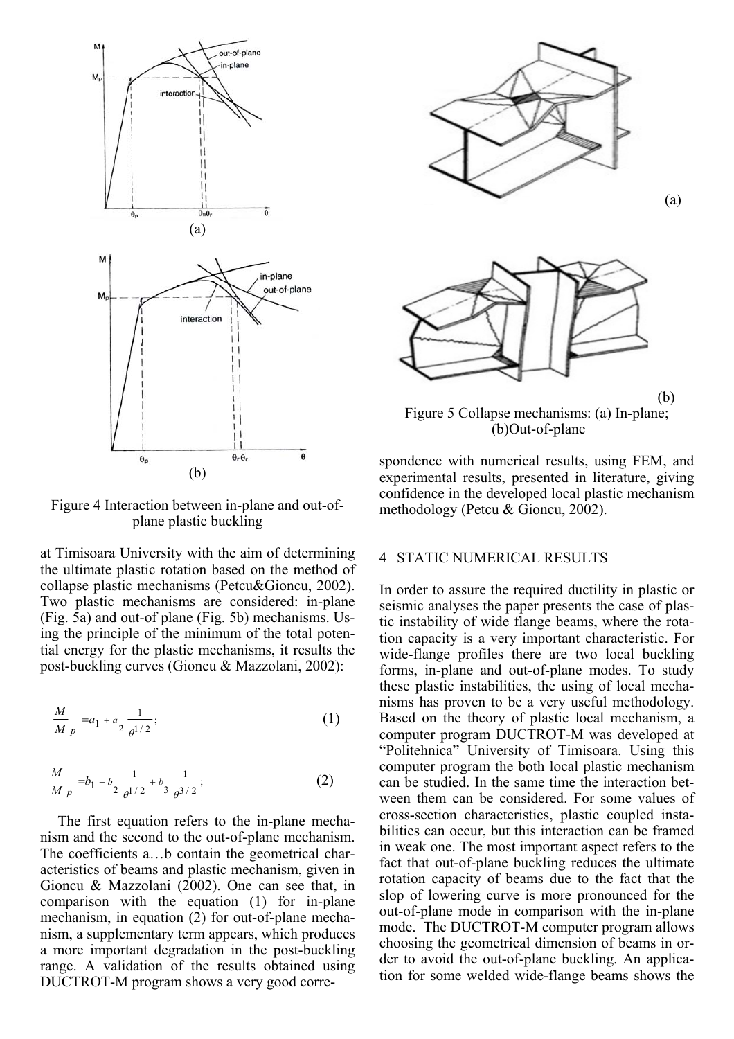Figure 4 Interaction between in-plane and out-of-plane plastic buckling

at Timisoara University with the aim of determining the ultimate plastic rotation based on the method of collapse plastic mechanisms (Petcu&Gioncu, 2002). Two plastic mechanisms are considered: in-plane (Fig. 5a) and out-of plane (Fig. 5b) mechanisms. Using the principle of the minimum of the total potential energy for the plastic mechanisms, it results the post-buckling curves (Gioncu & Mazzolani, 2002):

$$\frac{M}{M_p} = a_1 + a_2 \frac{1}{\theta^{1/2}}; \tag{1}$$

$$\frac{M}{M_p} = b_1 + b_2 \frac{1}{\theta^{1/2}} + b_3 \frac{1}{\theta^{3/2}}; \tag{2}$$

The first equation refers to the in-plane mechanism and the second to the out-of-plane mechanism. The coefficients a…b contain the geometrical characteristics of beams and plastic mechanism, given in Gioncu & Mazzolani (2002). One can see that, in comparison with the equation (1) for in-plane mechanism, in equation (2) for out-of-plane mechanism, a supplementary term appears, which produces a more important degradation in the post-buckling range. A validation of the results obtained using DUCTROT-M program shows a very good correspondence with numerical results, using FEM, and experimental results, presented in literature, giving confidence in the developed local plastic mechanism methodology (Petcu & Gioncu, 2002).

Figure 5 Collapse mechanisms: (a) In-plane; (b)Out-of-plane

## 4 STATIC NUMERICAL RESULTS

In order to assure the required ductility in plastic or seismic analyses the paper presents the case of plastic instability of wide flange beams, where the rotation capacity is a very important characteristic. For wide-flange profiles there are two local buckling forms, in-plane and out-of-plane modes. To study these plastic instabilities, the using of local mechanisms has proven to be a very useful methodology. Based on the theory of plastic local mechanism, a computer program DUCTROT-M was developed at "Politehnica" University of Timisoara. Using this computer program the both local plastic mechanism can be studied. In the same time the interaction between them can be considered. For some values of cross-section characteristics, plastic coupled instabilities can occur, but this interaction can be framed in weak one. The most important aspect refers to the fact that out-of-plane buckling reduces the ultimate rotation capacity of beams due to the fact that the slop of lowering curve is more pronounced for the out-of-plane mode in comparison with the in-plane mode. The DUCTROT-M computer program allows choosing the geometrical dimension of beams in order to avoid the out-of-plane buckling. An application for some welded wide-flange beams shows the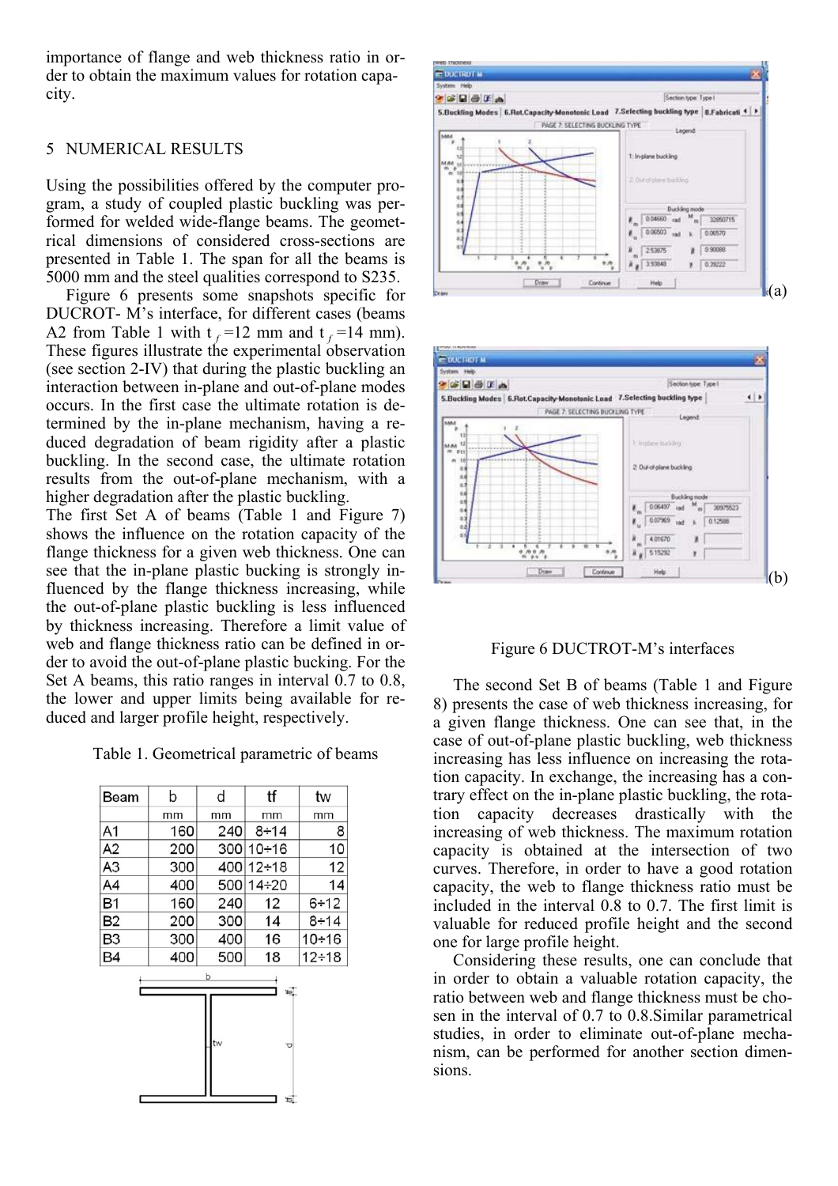importance of flange and web thickness ratio in order to obtain the maximum values for rotation capacity.

## 5 NUMERICAL RESULTS

Using the possibilities offered by the computer program, a study of coupled plastic buckling was performed for welded wide-flange beams. The geometrical dimensions of considered cross-sections are presented in Table 1. The span for all the beams is 5000 mm and the steel qualities correspond to S235.

Figure 6 presents some snapshots specific for DUCROT- M's interface, for different cases (beams A2 from Table 1 with $t_f$ =12 mm and $t_f$ =14 mm). These figures illustrate the experimental observation (see section 2-IV) that during the plastic buckling an interaction between in-plane and out-of-plane modes occurs. In the first case the ultimate rotation is determined by the in-plane mechanism, having a reduced degradation of beam rigidity after a plastic buckling. In the second case, the ultimate rotation results from the out-of-plane mechanism, with a higher degradation after the plastic buckling.

The first Set A of beams (Table 1 and Figure 7) shows the influence on the rotation capacity of the flange thickness for a given web thickness. One can see that the in-plane plastic bucking is strongly influenced by the flange thickness increasing, while the out-of-plane plastic buckling is less influenced by thickness increasing. Therefore a limit value of web and flange thickness ratio can be defined in order to avoid the out-of-plane plastic bucking. For the Set A beams, this ratio ranges in interval 0.7 to 0.8, the lower and upper limits being available for reduced and larger profile height, respectively.

Table 1. Geometrical parametric of beams

| Beam | b | d | tf | tw |
|---|---|---|---|---|
| | mm | mm | mm | mm |
| A1 | 160 | 240 | 8÷14 | 8 |
| A2 | 200 | 300 | 10÷16 | 10 |
| A3 | 300 | 400 | 12÷18 | 12 |
| A4 | 400 | 500 | 14÷20 | 14 |
| B1 | 160 | 240 | 12 | 6÷12 |
| B2 | 200 | 300 | 14 | 8÷14 |
| B3 | 300 | 400 | 16 | 10÷16 |
| B4 | 400 | 500 | 18 | 12÷18 |

(a)

(b)

Figure 6 DUCTROT-M's interfaces

The second Set B of beams (Table 1 and Figure 8) presents the case of web thickness increasing, for a given flange thickness. One can see that, in the case of out-of-plane plastic buckling, web thickness increasing has less influence on increasing the rotation capacity. In exchange, the increasing has a contrary effect on the in-plane plastic buckling, the rotation capacity decreases drastically with the increasing of web thickness. The maximum rotation capacity is obtained at the intersection of two curves. Therefore, in order to have a good rotation capacity, the web to flange thickness ratio must be included in the interval 0.8 to 0.7. The first limit is valuable for reduced profile height and the second one for large profile height.

Considering these results, one can conclude that in order to obtain a valuable rotation capacity, the ratio between web and flange thickness must be chosen in the interval of 0.7 to 0.8.Similar parametrical studies, in order to eliminate out-of-plane mechanism, can be performed for another section dimensions.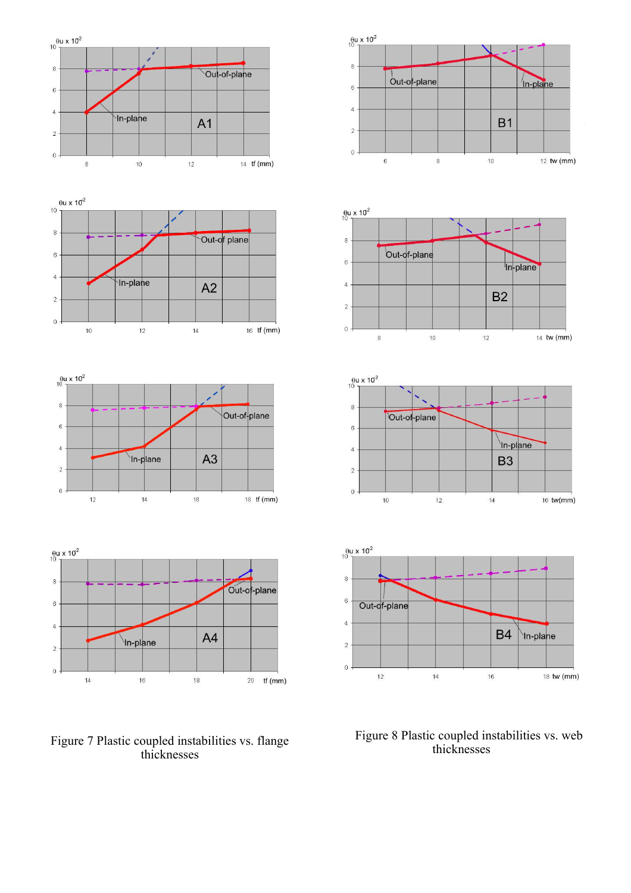Figure 7 Plastic coupled instabilities vs. flange thicknesses

Figure 8 Plastic coupled instabilities vs. web thicknesses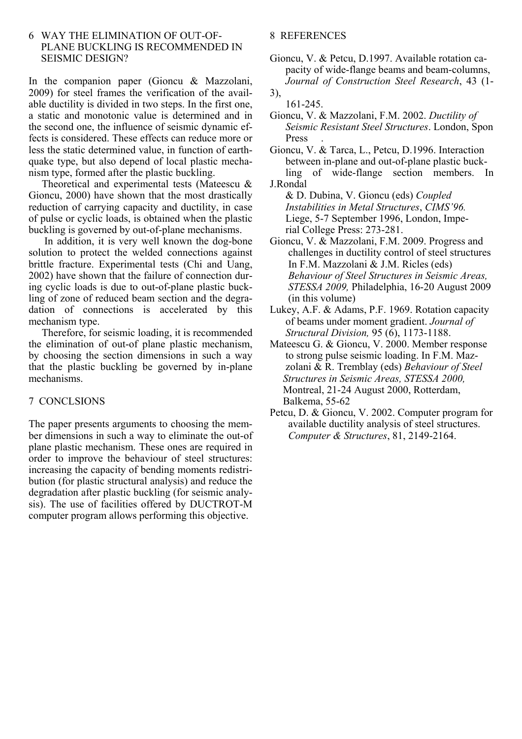## 6 WAY THE ELIMINATION OF OUT-OF-PLANE BUCKLING IS RECOMMENDED IN SEISMIC DESIGN?

In the companion paper (Gioncu & Mazzolani, 2009) for steel frames the verification of the available ductility is divided in two steps. In the first one, a static and monotonic value is determined and in the second one, the influence of seismic dynamic effects is considered. These effects can reduce more or less the static determined value, in function of earthquake type, but also depend of local plastic mechanism type, formed after the plastic buckling.

Theoretical and experimental tests (Mateescu & Gioncu, 2000) have shown that the most drastically reduction of carrying capacity and ductility, in case of pulse or cyclic loads, is obtained when the plastic buckling is governed by out-of-plane mechanisms.

In addition, it is very well known the dog-bone solution to protect the welded connections against brittle fracture. Experimental tests (Chi and Uang, 2002) have shown that the failure of connection during cyclic loads is due to out-of-plane plastic buckling of zone of reduced beam section and the degradation of connections is accelerated by this mechanism type.

Therefore, for seismic loading, it is recommended the elimination of out-of plane plastic mechanism, by choosing the section dimensions in such a way that the plastic buckling be governed by in-plane mechanisms.

## 7 CONCLSIONS

The paper presents arguments to choosing the member dimensions in such a way to eliminate the out-of plane plastic mechanism. These ones are required in order to improve the behaviour of steel structures: increasing the capacity of bending moments redistribution (for plastic structural analysis) and reduce the degradation after plastic buckling (for seismic analysis). The use of facilities offered by DUCTROT-M computer program allows performing this objective.

## 8 REFERENCES

Gioncu, V. & Petcu, D.1997. Available rotation capacity of wide-flange beams and beam-columns, *Journal of Construction Steel Research*, 43 (1-3), 161-245.

Gioncu, V. & Mazzolani, F.M. 2002. *Ductility of Seismic Resistant Steel Structures*. London, Spon Press .

Gioncu, V. & Tarca, L., Petcu, D.1996. Interaction between in-plane and out-of-plane plastic buckling of wide-flange section members. In J.Rondal & D. Dubina, V. Gioncu (eds) *Coupled Instabilities in Metal Structures*, *CIMS'96.* Liege, 5-7 September 1996, London, Imperial College Press: 273-281.

Gioncu, V. & Mazzolani, F.M. 2009. Progress and challenges in ductility control of steel structures In F.M. Mazzolani & J.M. Ricles (eds) *Behaviour of Steel Structures in Seismic Areas, STESSA 2009,* Philadelphia, 16-20 August 2009 (in this volume)

Lukey, A.F. & Adams, P.F. 1969. Rotation capacity of beams under moment gradient. *Journal of Structural Division,* 95 (6), 1173-1188.

Mateescu G. & Gioncu, V. 2000. Member response to strong pulse seismic loading. In F.M. Mazzolani & R. Tremblay (eds) *Behaviour of Steel Structures in Seismic Areas, STESSA 2000,* Montreal, 21-24 August 2000, Rotterdam, Balkema, 55-62

Petcu, D. & Gioncu, V. 2002. Computer program for available ductility analysis of steel structures. *Computer & Structures*, 81, 2149-2164.